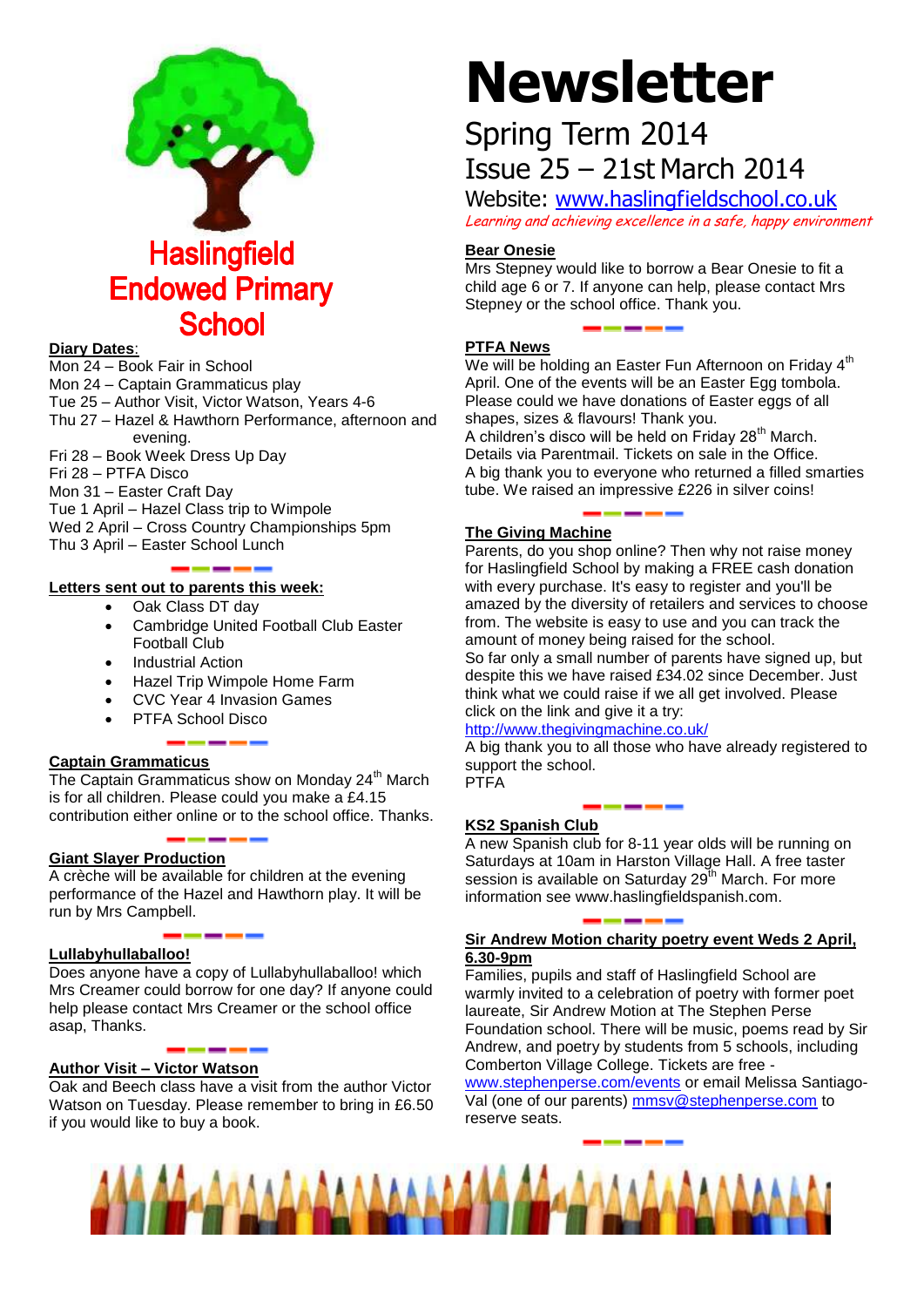# Haslingfield Endowed Primary School

# Newsletter

## Spring Term 2014
## Issue 25 – 21st March 2014

Website: [www.haslingfieldschool.co.uk](http://www.haslingfieldschool.co.uk)

*Learning and achieving excellence in a safe, happy environment*

**Diary Dates**:

Mon 24 – Book Fair in School
Mon 24 – Captain Grammaticus play
Tue 25 – Author Visit, Victor Watson, Years 4-6
Thu 27 – Hazel & Hawthorn Performance, afternoon and evening.
Fri 28 – Book Week Dress Up Day
Fri 28 – PTFA Disco
Mon 31 – Easter Craft Day
Tue 1 April – Hazel Class trip to Wimpole
Wed 2 April – Cross Country Championships 5pm
Thu 3 April – Easter School Lunch

**Letters sent out to parents this week:**

- Oak Class DT day
- Cambridge United Football Club Easter Football Club
- Industrial Action
- Hazel Trip Wimpole Home Farm
- CVC Year 4 Invasion Games
- PTFA School Disco

**Captain Grammaticus**

The Captain Grammaticus show on Monday 24th March is for all children. Please could you make a £4.15 contribution either online or to the school office. Thanks.

**Giant Slayer Production**

A crèche will be available for children at the evening performance of the Hazel and Hawthorn play. It will be run by Mrs Campbell.

**Lullabyhullaballoo!**

Does anyone have a copy of Lullabyhullaballoo! which Mrs Creamer could borrow for one day? If anyone could help please contact Mrs Creamer or the school office asap, Thanks.

**Author Visit – Victor Watson**

Oak and Beech class have a visit from the author Victor Watson on Tuesday. Please remember to bring in £6.50 if you would like to buy a book.

**Bear Onesie**

Mrs Stepney would like to borrow a Bear Onesie to fit a child age 6 or 7. If anyone can help, please contact Mrs Stepney or the school office. Thank you.

**PTFA News**

We will be holding an Easter Fun Afternoon on Friday 4th April. One of the events will be an Easter Egg tombola. Please could we have donations of Easter eggs of all shapes, sizes & flavours! Thank you.

A children's disco will be held on Friday 28th March. Details via Parentmail. Tickets on sale in the Office.

A big thank you to everyone who returned a filled smarties tube. We raised an impressive £226 in silver coins!

**The Giving Machine**

Parents, do you shop online? Then why not raise money for Haslingfield School by making a FREE cash donation with every purchase. It's easy to register and you'll be amazed by the diversity of retailers and services to choose from. The website is easy to use and you can track the amount of money being raised for the school.

So far only a small number of parents have signed up, but despite this we have raised £34.02 since December. Just think what we could raise if we all get involved. Please click on the link and give it a try:

[http://www.thegivingmachine.co.uk/](http://www.thegivingmachine.co.uk/)

A big thank you to all those who have already registered to support the school.

PTFA

**KS2 Spanish Club**

A new Spanish club for 8-11 year olds will be running on Saturdays at 10am in Harston Village Hall. A free taster session is available on Saturday 29th March. For more information see www.haslingfieldspanish.com.

**Sir Andrew Motion charity poetry event Weds 2 April, 6.30-9pm**

Families, pupils and staff of Haslingfield School are warmly invited to a celebration of poetry with former poet laureate, Sir Andrew Motion at The Stephen Perse Foundation school. There will be music, poems read by Sir Andrew, and poetry by students from 5 schools, including Comberton Village College. Tickets are free - [www.stephenperse.com/events](http://www.stephenperse.com/events) or email Melissa Santiago-Val (one of our parents) [mmsv@stephenperse.com](mailto:mmsv@stephenperse.com) to reserve seats.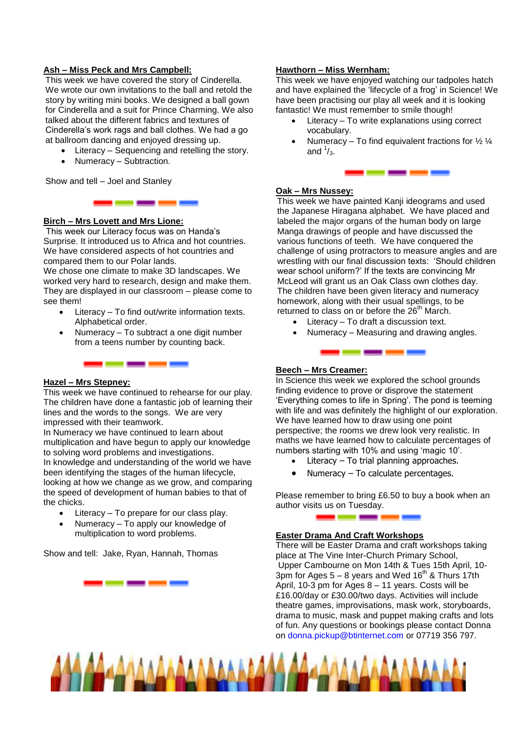**Ash – Miss Peck and Mrs Campbell:**

This week we have covered the story of Cinderella. We wrote our own invitations to the ball and retold the story by writing mini books. We designed a ball gown for Cinderella and a suit for Prince Charming. We also talked about the different fabrics and textures of Cinderella's work rags and ball clothes. We had a go at ballroom dancing and enjoyed dressing up.

- Literacy – Sequencing and retelling the story.
- Numeracy – Subtraction.

Show and tell – Joel and Stanley

**Birch – Mrs Lovett and Mrs Lione:**

This week our Literacy focus was on Handa's Surprise. It introduced us to Africa and hot countries. We have considered aspects of hot countries and compared them to our Polar lands.
We chose one climate to make 3D landscapes. We worked very hard to research, design and make them. They are displayed in our classroom – please come to see them!

- Literacy – To find out/write information texts. Alphabetical order.
- Numeracy – To subtract a one digit number from a teens number by counting back.

**Hazel – Mrs Stepney:**

This week we have continued to rehearse for our play. The children have done a fantastic job of learning their lines and the words to the songs. We are very impressed with their teamwork.
In Numeracy we have continued to learn about multiplication and have begun to apply our knowledge to solving word problems and investigations.
In knowledge and understanding of the world we have been identifying the stages of the human lifecycle, looking at how we change as we grow, and comparing the speed of development of human babies to that of the chicks.

- Literacy – To prepare for our class play.
- Numeracy – To apply our knowledge of multiplication to word problems.

Show and tell: Jake, Ryan, Hannah, Thomas

**Hawthorn – Miss Wernham:**

This week we have enjoyed watching our tadpoles hatch and have explained the 'lifecycle of a frog' in Science! We have been practising our play all week and it is looking fantastic! We must remember to smile though!

- Literacy – To write explanations using correct vocabulary.
- Numeracy – To find equivalent fractions for ½ ¼ and $^1/_3$.

**Oak – Mrs Nussey:**

This week we have painted Kanji ideograms and used the Japanese Hiragana alphabet. We have placed and labeled the major organs of the human body on large Manga drawings of people and have discussed the various functions of teeth. We have conquered the challenge of using protractors to measure angles and are wrestling with our final discussion texts: 'Should children wear school uniform?' If the texts are convincing Mr McLeod will grant us an Oak Class own clothes day. The children have been given literacy and numeracy homework, along with their usual spellings, to be returned to class on or before the 26th March.

- Literacy – To draft a discussion text.
- Numeracy – Measuring and drawing angles.

**Beech – Mrs Creamer:**

In Science this week we explored the school grounds finding evidence to prove or disprove the statement 'Everything comes to life in Spring'. The pond is teeming with life and was definitely the highlight of our exploration. We have learned how to draw using one point perspective; the rooms we drew look very realistic. In maths we have learned how to calculate percentages of numbers starting with 10% and using 'magic 10'.

- Literacy – To trial planning approaches.
- Numeracy – To calculate percentages.

Please remember to bring £6.50 to buy a book when an author visits us on Tuesday.

**Easter Drama And Craft Workshops**

There will be Easter Drama and craft workshops taking place at The Vine Inter-Church Primary School, Upper Cambourne on Mon 14th & Tues 15th April, 10-3pm for Ages 5 – 8 years and Wed 16th & Thurs 17th April, 10-3 pm for Ages 8 – 11 years. Costs will be £16.00/day or £30.00/two days. Activities will include theatre games, improvisations, mask work, storyboards, drama to music, mask and puppet making crafts and lots of fun. Any questions or bookings please contact Donna on donna.pickup@btinternet.com or 07719 356 797.